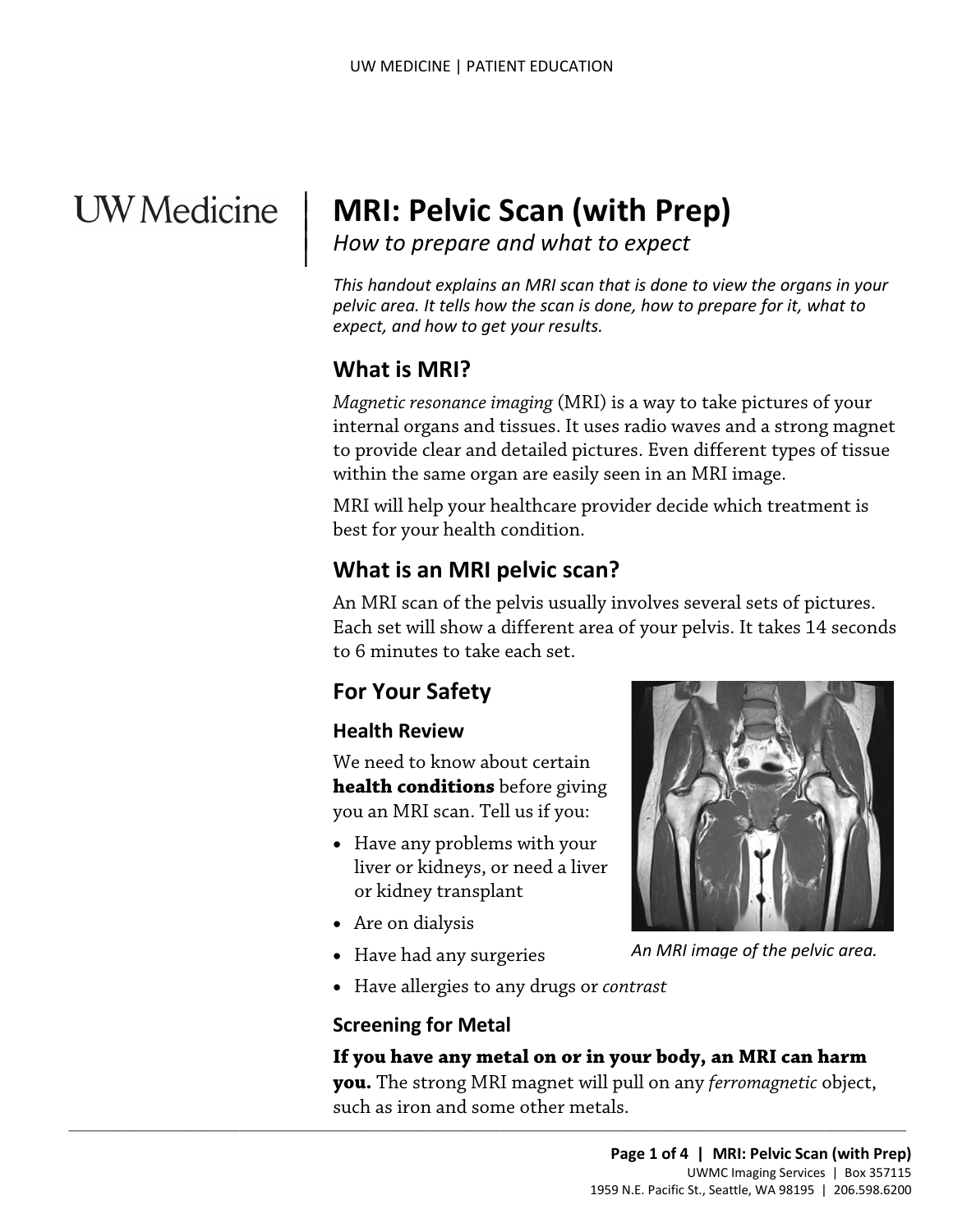# MRI: Pelvic Scan (with Prep)

*How to prepare and what to expect*

*This handout explains an MRI scan that is done to view the organs in your pelvic area. It tells how the scan is done, how to prepare for it, what to expect, and how to get your results.*

## What is MRI?

*Magnetic resonance imaging* (MRI) is a way to take pictures of your internal organs and tissues. It uses radio waves and a strong magnet to provide clear and detailed pictures. Even different types of tissue within the same organ are easily seen in an MRI image.

MRI will help your healthcare provider decide which treatment is best for your health condition.

## What is an MRI pelvic scan?

An MRI scan of the pelvis usually involves several sets of pictures. Each set will show a different area of your pelvis. It takes 14 seconds to 6 minutes to take each set.

## For Your Safety

### Health Review

We need to know about certain **health conditions** before giving you an MRI scan. Tell us if you:

- Have any problems with your liver or kidneys, or need a liver or kidney transplant
- Are on dialysis
- Have had any surgeries
- Have allergies to any drugs or *contrast*

*An MRI image of the pelvic area.*

### Screening for Metal

**If you have any metal on or in your body, an MRI can harm you.** The strong MRI magnet will pull on any *ferromagnetic* object, such as iron and some other metals.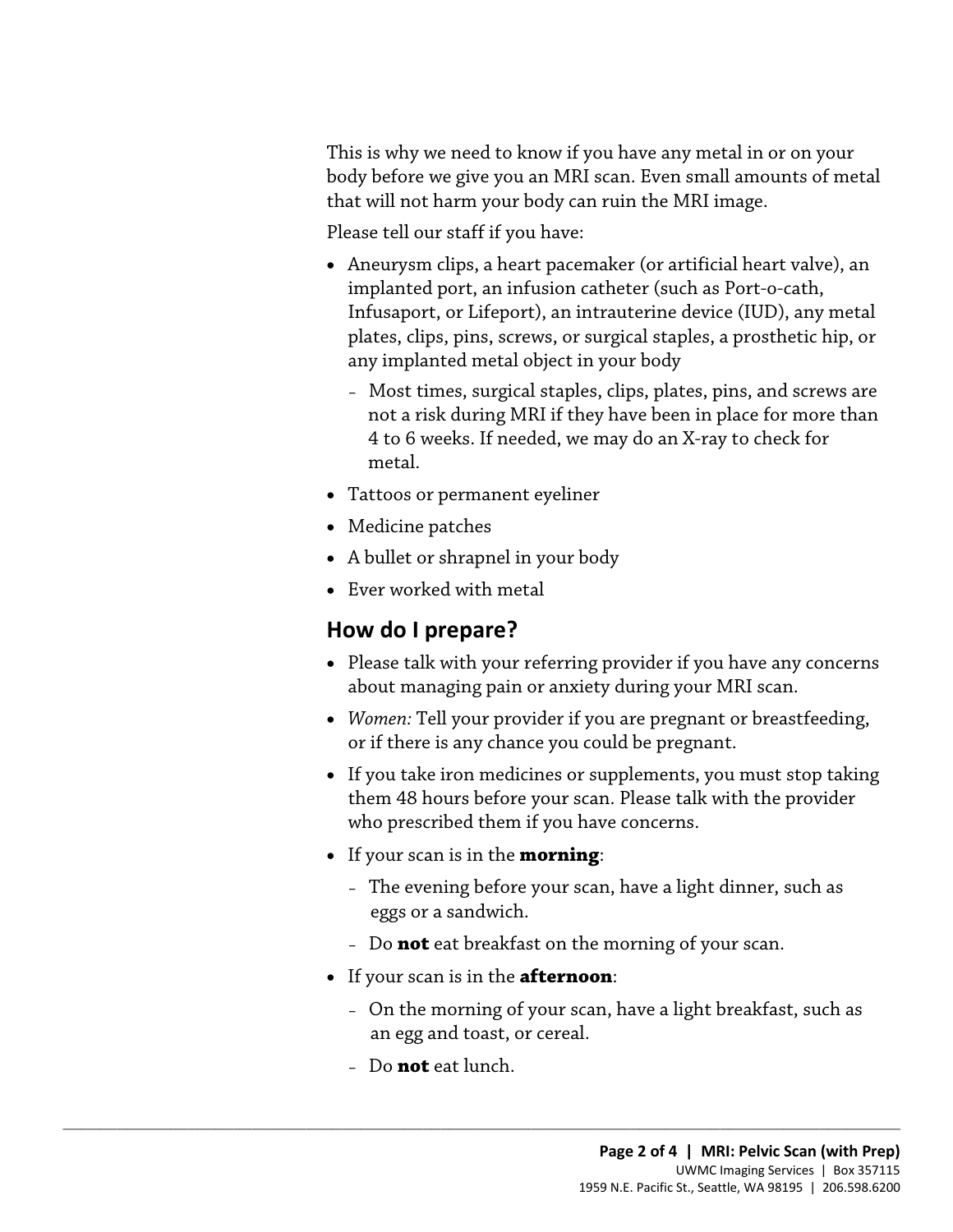This is why we need to know if you have any metal in or on your body before we give you an MRI scan. Even small amounts of metal that will not harm your body can ruin the MRI image.

Please tell our staff if you have:

- Aneurysm clips, a heart pacemaker (or artificial heart valve), an implanted port, an infusion catheter (such as Port-o-cath, Infusaport, or Lifeport), an intrauterine device (IUD), any metal plates, clips, pins, screws, or surgical staples, a prosthetic hip, or any implanted metal object in your body
  - Most times, surgical staples, clips, plates, pins, and screws are not a risk during MRI if they have been in place for more than 4 to 6 weeks. If needed, we may do an X-ray to check for metal.
- Tattoos or permanent eyeliner
- Medicine patches
- A bullet or shrapnel in your body
- Ever worked with metal

## How do I prepare?

- Please talk with your referring provider if you have any concerns about managing pain or anxiety during your MRI scan.
- *Women:* Tell your provider if you are pregnant or breastfeeding, or if there is any chance you could be pregnant.
- If you take iron medicines or supplements, you must stop taking them 48 hours before your scan. Please talk with the provider who prescribed them if you have concerns.
- If your scan is in the **morning**:
  - The evening before your scan, have a light dinner, such as eggs or a sandwich.
  - Do **not** eat breakfast on the morning of your scan.
- If your scan is in the **afternoon**:
  - On the morning of your scan, have a light breakfast, such as an egg and toast, or cereal.
  - Do **not** eat lunch.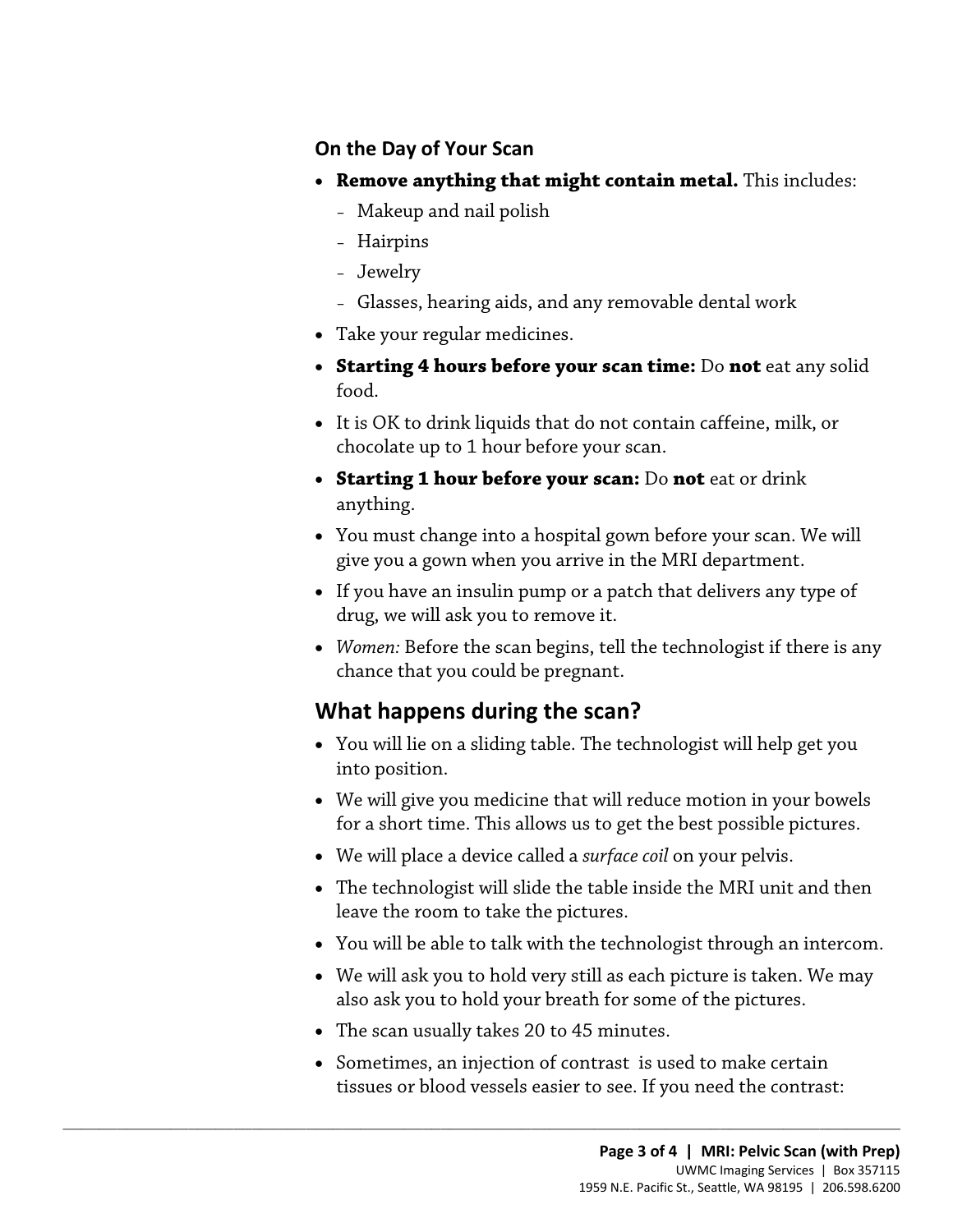### On the Day of Your Scan

- **Remove anything that might contain metal.** This includes:
  - Makeup and nail polish
  - Hairpins
  - Jewelry
  - Glasses, hearing aids, and any removable dental work
- Take your regular medicines.
- **Starting 4 hours before your scan time:** Do **not** eat any solid food.
- It is OK to drink liquids that do not contain caffeine, milk, or chocolate up to 1 hour before your scan.
- **Starting 1 hour before your scan:** Do **not** eat or drink anything.
- You must change into a hospital gown before your scan. We will give you a gown when you arrive in the MRI department.
- If you have an insulin pump or a patch that delivers any type of drug, we will ask you to remove it.
- *Women:* Before the scan begins, tell the technologist if there is any chance that you could be pregnant.

## What happens during the scan?

- You will lie on a sliding table. The technologist will help get you into position.
- We will give you medicine that will reduce motion in your bowels for a short time. This allows us to get the best possible pictures.
- We will place a device called a *surface coil* on your pelvis.
- The technologist will slide the table inside the MRI unit and then leave the room to take the pictures.
- You will be able to talk with the technologist through an intercom.
- We will ask you to hold very still as each picture is taken. We may also ask you to hold your breath for some of the pictures.
- The scan usually takes 20 to 45 minutes.
- Sometimes, an injection of contrast is used to make certain tissues or blood vessels easier to see. If you need the contrast: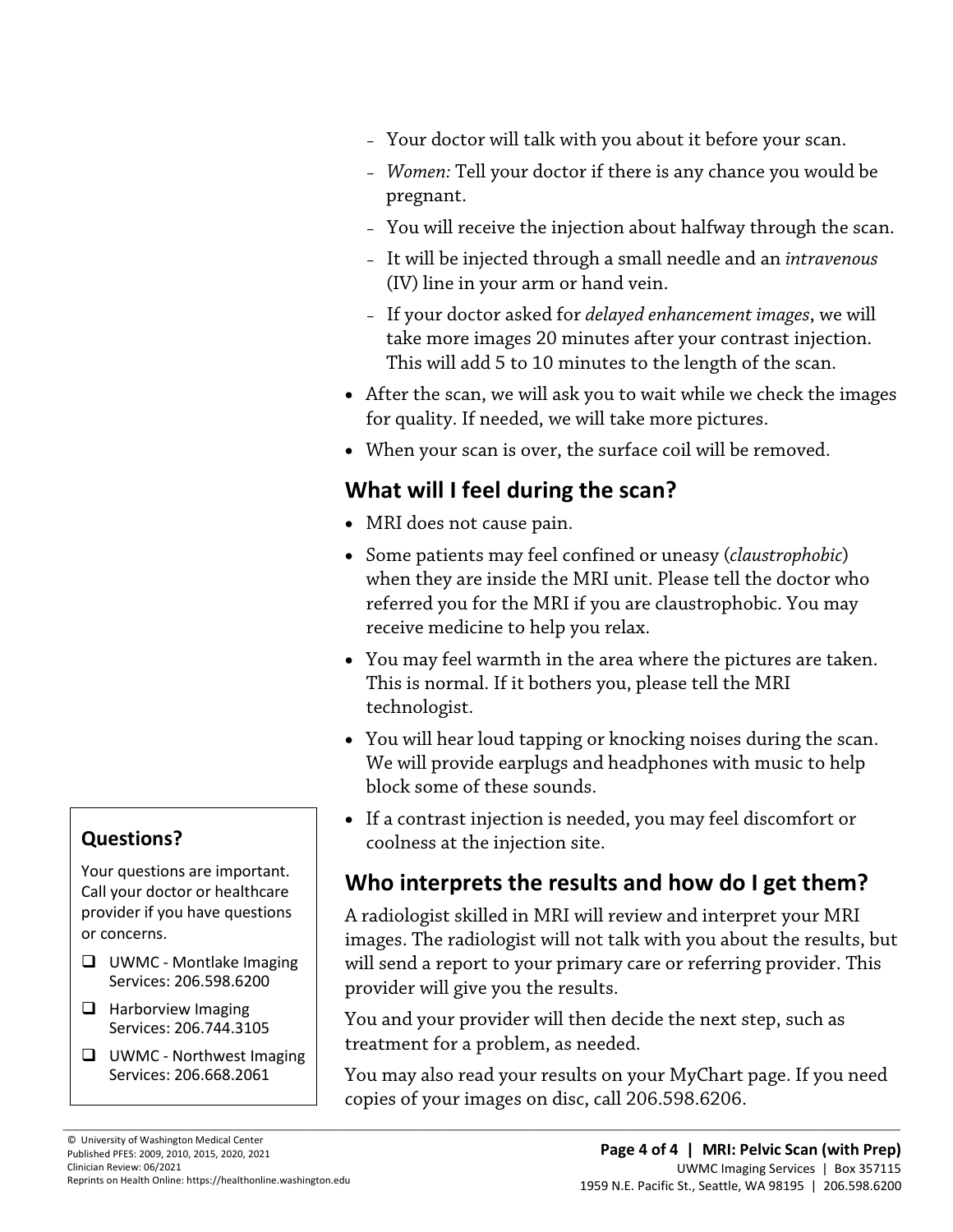- Your doctor will talk with you about it before your scan.
- *Women:* Tell your doctor if there is any chance you would be pregnant.
- You will receive the injection about halfway through the scan.
- It will be injected through a small needle and an *intravenous* (IV) line in your arm or hand vein.
- If your doctor asked for *delayed enhancement images*, we will take more images 20 minutes after your contrast injection. This will add 5 to 10 minutes to the length of the scan.

- After the scan, we will ask you to wait while we check the images for quality. If needed, we will take more pictures.
- When your scan is over, the surface coil will be removed.

## What will I feel during the scan?

- MRI does not cause pain.
- Some patients may feel confined or uneasy (*claustrophobic*) when they are inside the MRI unit. Please tell the doctor who referred you for the MRI if you are claustrophobic. You may receive medicine to help you relax.
- You may feel warmth in the area where the pictures are taken. This is normal. If it bothers you, please tell the MRI technologist.
- You will hear loud tapping or knocking noises during the scan. We will provide earplugs and headphones with music to help block some of these sounds.
- If a contrast injection is needed, you may feel discomfort or coolness at the injection site.

## Who interprets the results and how do I get them?

A radiologist skilled in MRI will review and interpret your MRI images. The radiologist will not talk with you about the results, but will send a report to your primary care or referring provider. This provider will give you the results.

You and your provider will then decide the next step, such as treatment for a problem, as needed.

You may also read your results on your MyChart page. If you need copies of your images on disc, call 206.598.6206.

### Questions?

Your questions are important. Call your doctor or healthcare provider if you have questions or concerns.

- ❑ UWMC - Montlake Imaging Services: 206.598.6200
- ❑ Harborview Imaging Services: 206.744.3105
- ❑ UWMC - Northwest Imaging Services: 206.668.2061

© University of Washington Medical Center
Published PFES: 2009, 2010, 2015, 2020, 2021
Clinician Review: 06/2021
Reprints on Health Online: https://healthonline.washington.edu

**MRI: Pelvic Scan (with Prep)**
UWMC Imaging Services | Box 357115
1959 N.E. Pacific St., Seattle, WA 98195 | 206.598.6200